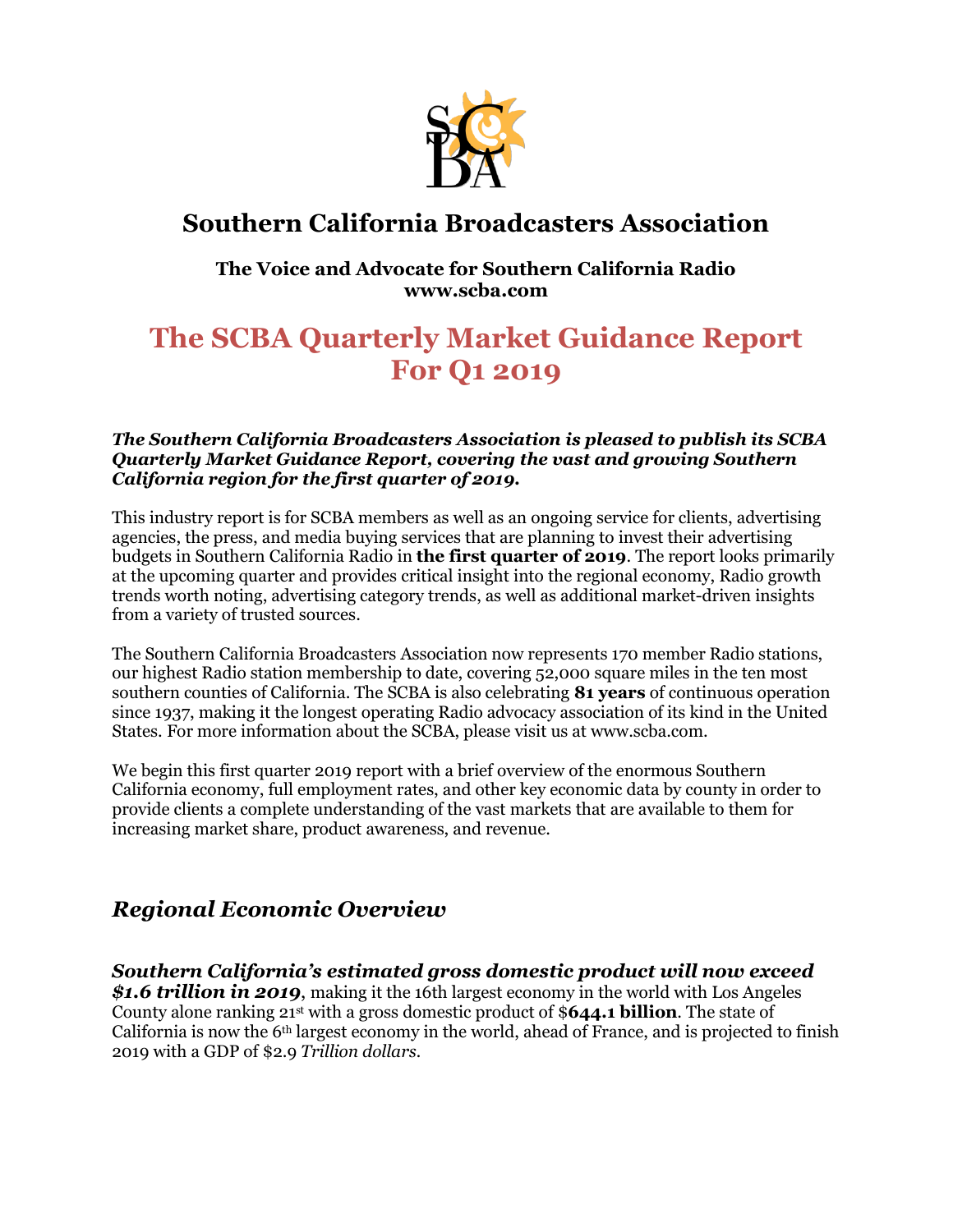# Southern California Broadcasters Association

**The Voice and Advocate for Southern California Radio**
**www.scba.com**

## The SCBA Quarterly Market Guidance Report For Q1 2019

***The Southern California Broadcasters Association is pleased to publish its SCBA Quarterly Market Guidance Report, covering the vast and growing Southern California region for the first quarter of 2019.***

This industry report is for SCBA members as well as an ongoing service for clients, advertising agencies, the press, and media buying services that are planning to invest their advertising budgets in Southern California Radio in **the first quarter of 2019**. The report looks primarily at the upcoming quarter and provides critical insight into the regional economy, Radio growth trends worth noting, advertising category trends, as well as additional market-driven insights from a variety of trusted sources.

The Southern California Broadcasters Association now represents 170 member Radio stations, our highest Radio station membership to date, covering 52,000 square miles in the ten most southern counties of California. The SCBA is also celebrating **81 years** of continuous operation since 1937, making it the longest operating Radio advocacy association of its kind in the United States. For more information about the SCBA, please visit us at www.scba.com.

We begin this first quarter 2019 report with a brief overview of the enormous Southern California economy, full employment rates, and other key economic data by county in order to provide clients a complete understanding of the vast markets that are available to them for increasing market share, product awareness, and revenue.

## *Regional Economic Overview*

***Southern California's estimated gross domestic product will now exceed $1.6 trillion in 2019***, making it the 16th largest economy in the world with Los Angeles County alone ranking 21st with a gross domestic product of $**644.1 billion**. The state of California is now the 6th largest economy in the world, ahead of France, and is projected to finish 2019 with a GDP of $2.9 *Trillion dollars*.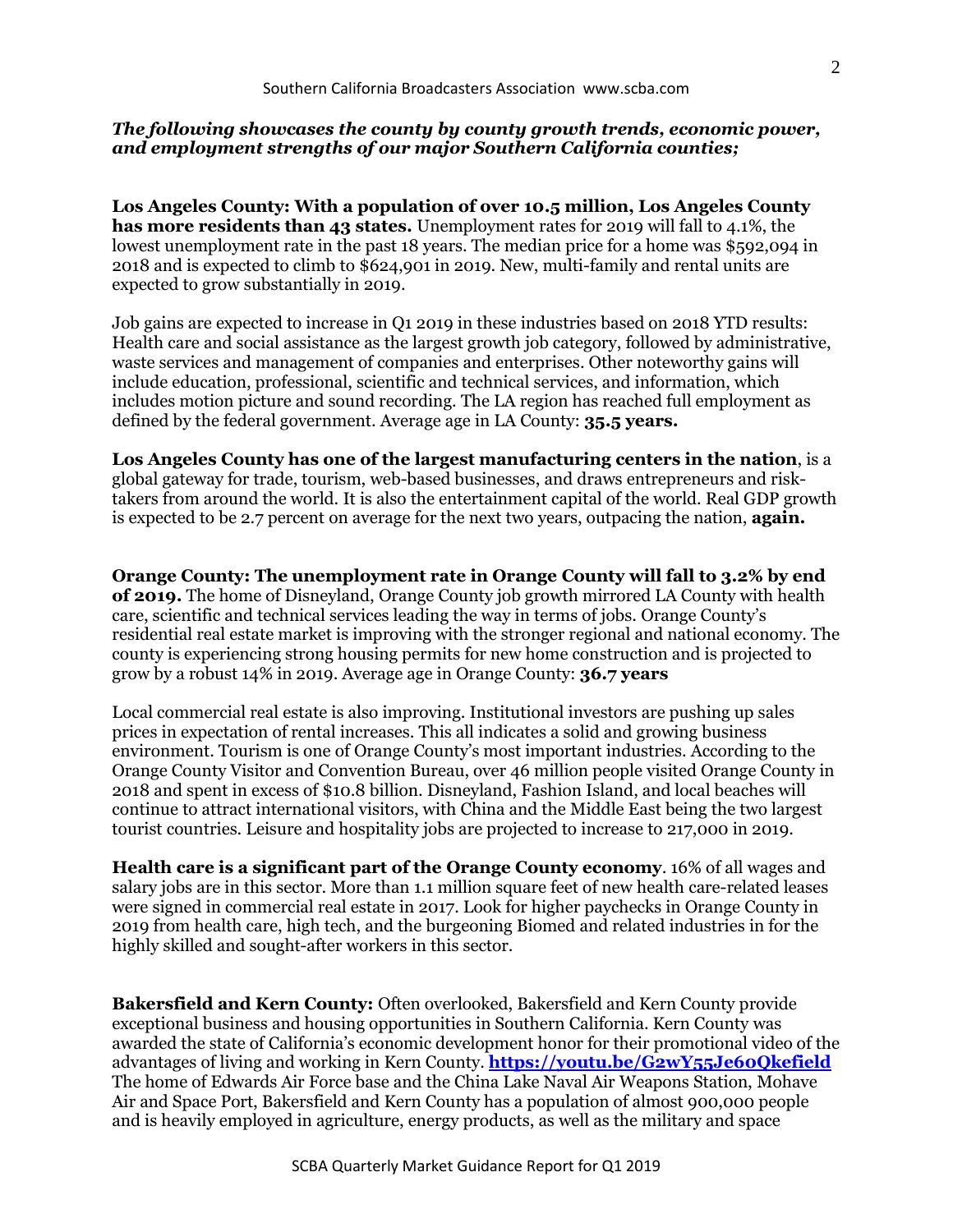***The following showcases the county by county growth trends, economic power, and employment strengths of our major Southern California counties;***

**Los Angeles County: With a population of over 10.5 million, Los Angeles County has more residents than 43 states.** Unemployment rates for 2019 will fall to 4.1%, the lowest unemployment rate in the past 18 years. The median price for a home was $592,094 in 2018 and is expected to climb to $624,901 in 2019. New, multi-family and rental units are expected to grow substantially in 2019.

Job gains are expected to increase in Q1 2019 in these industries based on 2018 YTD results: Health care and social assistance as the largest growth job category, followed by administrative, waste services and management of companies and enterprises. Other noteworthy gains will include education, professional, scientific and technical services, and information, which includes motion picture and sound recording. The LA region has reached full employment as defined by the federal government. Average age in LA County: **35.5 years.**

**Los Angeles County has one of the largest manufacturing centers in the nation**, is a global gateway for trade, tourism, web-based businesses, and draws entrepreneurs and risk-takers from around the world. It is also the entertainment capital of the world. Real GDP growth is expected to be 2.7 percent on average for the next two years, outpacing the nation, **again.**

**Orange County: The unemployment rate in Orange County will fall to 3.2% by end of 2019.** The home of Disneyland, Orange County job growth mirrored LA County with health care, scientific and technical services leading the way in terms of jobs. Orange County's residential real estate market is improving with the stronger regional and national economy. The county is experiencing strong housing permits for new home construction and is projected to grow by a robust 14% in 2019. Average age in Orange County: **36.7 years**

Local commercial real estate is also improving. Institutional investors are pushing up sales prices in expectation of rental increases. This all indicates a solid and growing business environment. Tourism is one of Orange County's most important industries. According to the Orange County Visitor and Convention Bureau, over 46 million people visited Orange County in 2018 and spent in excess of $10.8 billion. Disneyland, Fashion Island, and local beaches will continue to attract international visitors, with China and the Middle East being the two largest tourist countries. Leisure and hospitality jobs are projected to increase to 217,000 in 2019.

**Health care is a significant part of the Orange County economy**. 16% of all wages and salary jobs are in this sector. More than 1.1 million square feet of new health care-related leases were signed in commercial real estate in 2017. Look for higher paychecks in Orange County in 2019 from health care, high tech, and the burgeoning Biomed and related industries in for the highly skilled and sought-after workers in this sector.

**Bakersfield and Kern County:** Often overlooked, Bakersfield and Kern County provide exceptional business and housing opportunities in Southern California. Kern County was awarded the state of California's economic development honor for their promotional video of the advantages of living and working in Kern County. **[https://youtu.be/G2wY55Je6oQkefield](https://youtu.be/G2wY55Je6oQkefield)** The home of Edwards Air Force base and the China Lake Naval Air Weapons Station, Mohave Air and Space Port, Bakersfield and Kern County has a population of almost 900,000 people and is heavily employed in agriculture, energy products, as well as the military and space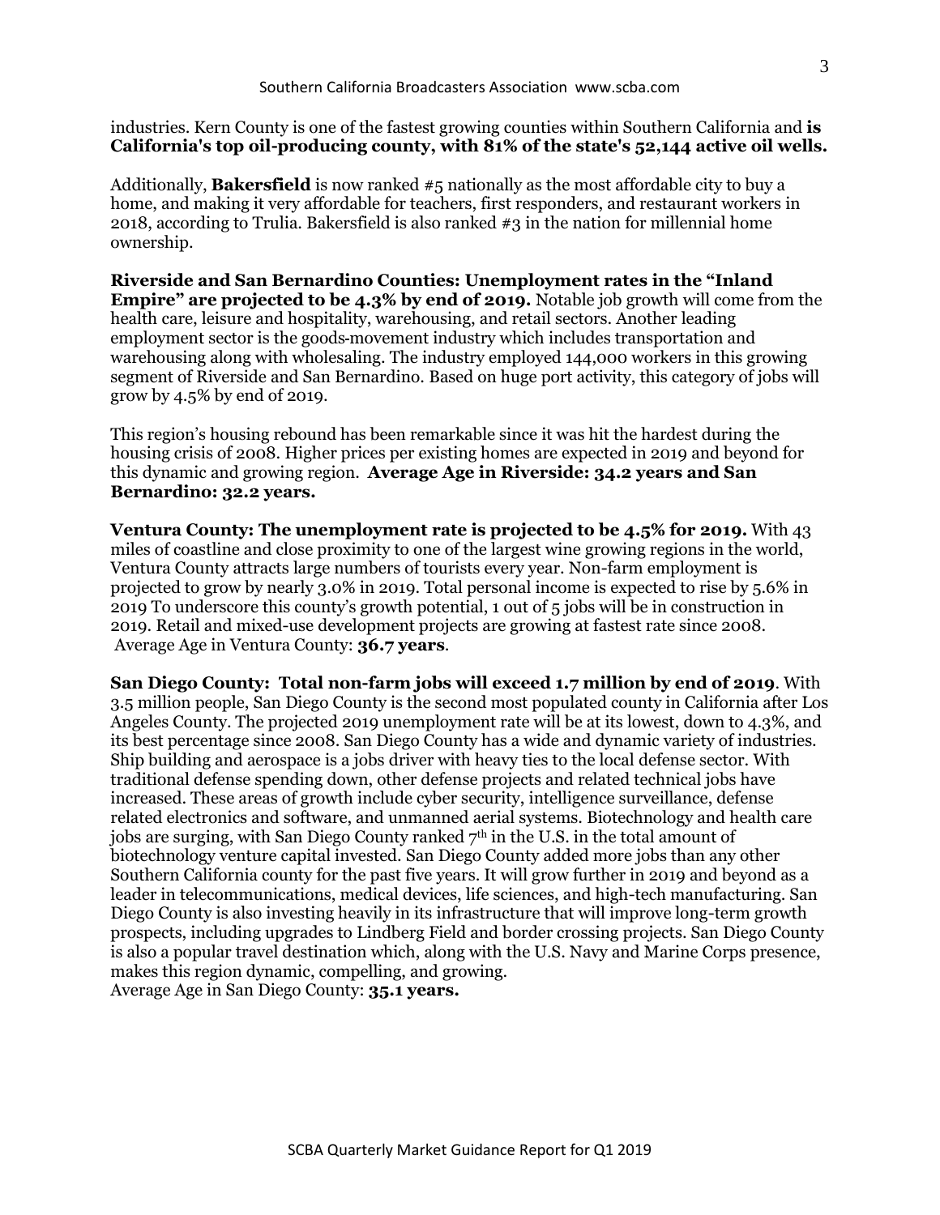industries. Kern County is one of the fastest growing counties within Southern California and **is California's top oil-producing county, with 81% of the state's 52,144 active oil wells.**

Additionally, **Bakersfield** is now ranked #5 nationally as the most affordable city to buy a home, and making it very affordable for teachers, first responders, and restaurant workers in 2018, according to Trulia. Bakersfield is also ranked #3 in the nation for millennial home ownership.

**Riverside and San Bernardino Counties: Unemployment rates in the "Inland Empire" are projected to be 4.3% by end of 2019.** Notable job growth will come from the health care, leisure and hospitality, warehousing, and retail sectors. Another leading employment sector is the goods-movement industry which includes transportation and warehousing along with wholesaling. The industry employed 144,000 workers in this growing segment of Riverside and San Bernardino. Based on huge port activity, this category of jobs will grow by 4.5% by end of 2019.

This region's housing rebound has been remarkable since it was hit the hardest during the housing crisis of 2008. Higher prices per existing homes are expected in 2019 and beyond for this dynamic and growing region. **Average Age in Riverside: 34.2 years and San Bernardino: 32.2 years.**

**Ventura County: The unemployment rate is projected to be 4.5% for 2019.** With 43 miles of coastline and close proximity to one of the largest wine growing regions in the world, Ventura County attracts large numbers of tourists every year. Non-farm employment is projected to grow by nearly 3.0% in 2019. Total personal income is expected to rise by 5.6% in 2019 To underscore this county's growth potential, 1 out of 5 jobs will be in construction in 2019. Retail and mixed-use development projects are growing at fastest rate since 2008. Average Age in Ventura County: **36.7 years**.

**San Diego County: Total non-farm jobs will exceed 1.7 million by end of 2019**. With 3.5 million people, San Diego County is the second most populated county in California after Los Angeles County. The projected 2019 unemployment rate will be at its lowest, down to 4.3%, and its best percentage since 2008. San Diego County has a wide and dynamic variety of industries. Ship building and aerospace is a jobs driver with heavy ties to the local defense sector. With traditional defense spending down, other defense projects and related technical jobs have increased. These areas of growth include cyber security, intelligence surveillance, defense related electronics and software, and unmanned aerial systems. Biotechnology and health care jobs are surging, with San Diego County ranked 7th in the U.S. in the total amount of biotechnology venture capital invested. San Diego County added more jobs than any other Southern California county for the past five years. It will grow further in 2019 and beyond as a leader in telecommunications, medical devices, life sciences, and high-tech manufacturing. San Diego County is also investing heavily in its infrastructure that will improve long-term growth prospects, including upgrades to Lindberg Field and border crossing projects. San Diego County is also a popular travel destination which, along with the U.S. Navy and Marine Corps presence, makes this region dynamic, compelling, and growing.
Average Age in San Diego County: **35.1 years.**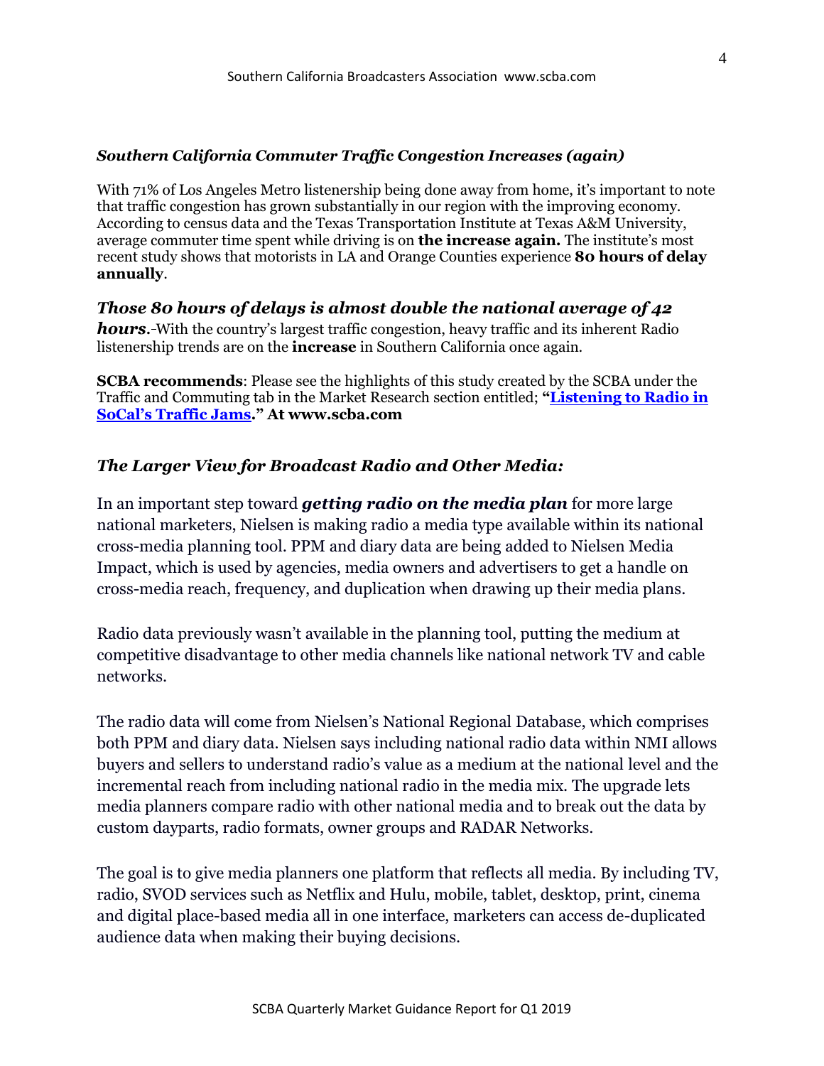### *Southern California Commuter Traffic Congestion Increases (again)*

With 71% of Los Angeles Metro listenership being done away from home, it's important to note that traffic congestion has grown substantially in our region with the improving economy. According to census data and the Texas Transportation Institute at Texas A&M University, average commuter time spent while driving is on **the increase again.** The institute's most recent study shows that motorists in LA and Orange Counties experience **80 hours of delay annually**.

***Those 80 hours of delays is almost double the national average of 42 hours.*** With the country's largest traffic congestion, heavy traffic and its inherent Radio listenership trends are on the **increase** in Southern California once again.

**SCBA recommends**: Please see the highlights of this study created by the SCBA under the Traffic and Commuting tab in the Market Research section entitled; **"Listening to Radio in SoCal's Traffic Jams." At www.scba.com**

### *The Larger View for Broadcast Radio and Other Media:*

In an important step toward ***getting radio on the media plan*** for more large national marketers, Nielsen is making radio a media type available within its national cross-media planning tool. PPM and diary data are being added to Nielsen Media Impact, which is used by agencies, media owners and advertisers to get a handle on cross-media reach, frequency, and duplication when drawing up their media plans.

Radio data previously wasn't available in the planning tool, putting the medium at competitive disadvantage to other media channels like national network TV and cable networks.

The radio data will come from Nielsen's National Regional Database, which comprises both PPM and diary data. Nielsen says including national radio data within NMI allows buyers and sellers to understand radio's value as a medium at the national level and the incremental reach from including national radio in the media mix. The upgrade lets media planners compare radio with other national media and to break out the data by custom dayparts, radio formats, owner groups and RADAR Networks.

The goal is to give media planners one platform that reflects all media. By including TV, radio, SVOD services such as Netflix and Hulu, mobile, tablet, desktop, print, cinema and digital place-based media all in one interface, marketers can access de-duplicated audience data when making their buying decisions.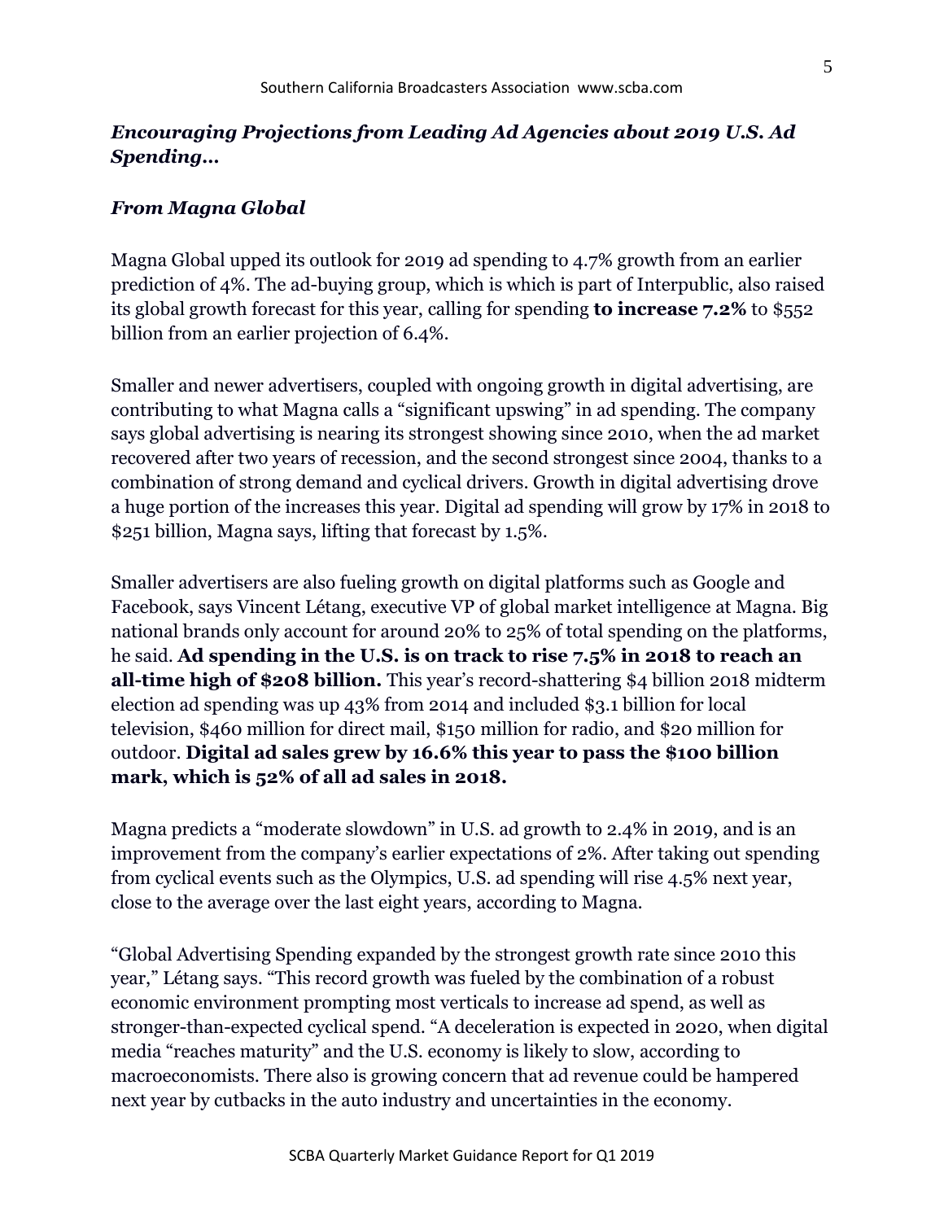## *Encouraging Projections from Leading Ad Agencies about 2019 U.S. Ad Spending…*

### *From Magna Global*

Magna Global upped its outlook for 2019 ad spending to 4.7% growth from an earlier prediction of 4%. The ad-buying group, which is which is part of Interpublic, also raised its global growth forecast for this year, calling for spending **to increase 7.2%** to $552 billion from an earlier projection of 6.4%.

Smaller and newer advertisers, coupled with ongoing growth in digital advertising, are contributing to what Magna calls a "significant upswing" in ad spending. The company says global advertising is nearing its strongest showing since 2010, when the ad market recovered after two years of recession, and the second strongest since 2004, thanks to a combination of strong demand and cyclical drivers. Growth in digital advertising drove a huge portion of the increases this year. Digital ad spending will grow by 17% in 2018 to $251 billion, Magna says, lifting that forecast by 1.5%.

Smaller advertisers are also fueling growth on digital platforms such as Google and Facebook, says Vincent Létang, executive VP of global market intelligence at Magna. Big national brands only account for around 20% to 25% of total spending on the platforms, he said. **Ad spending in the U.S. is on track to rise 7.5% in 2018 to reach an all-time high of $208 billion.** This year's record-shattering $4 billion 2018 midterm election ad spending was up 43% from 2014 and included $3.1 billion for local television, $460 million for direct mail, $150 million for radio, and $20 million for outdoor. **Digital ad sales grew by 16.6% this year to pass the $100 billion mark, which is 52% of all ad sales in 2018.**

Magna predicts a "moderate slowdown" in U.S. ad growth to 2.4% in 2019, and is an improvement from the company's earlier expectations of 2%. After taking out spending from cyclical events such as the Olympics, U.S. ad spending will rise 4.5% next year, close to the average over the last eight years, according to Magna.

"Global Advertising Spending expanded by the strongest growth rate since 2010 this year," Létang says. "This record growth was fueled by the combination of a robust economic environment prompting most verticals to increase ad spend, as well as stronger-than-expected cyclical spend. "A deceleration is expected in 2020, when digital media "reaches maturity" and the U.S. economy is likely to slow, according to macroeconomists. There also is growing concern that ad revenue could be hampered next year by cutbacks in the auto industry and uncertainties in the economy.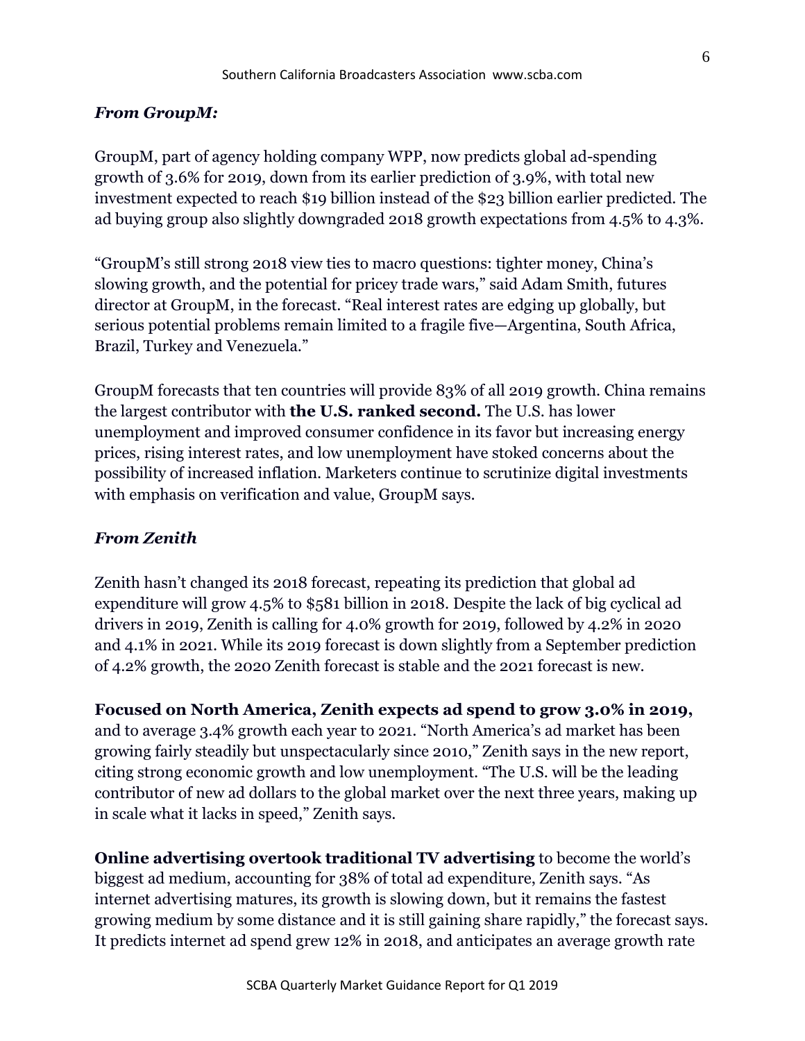***From GroupM:***

GroupM, part of agency holding company WPP, now predicts global ad-spending growth of 3.6% for 2019, down from its earlier prediction of 3.9%, with total new investment expected to reach $19 billion instead of the $23 billion earlier predicted. The ad buying group also slightly downgraded 2018 growth expectations from 4.5% to 4.3%.

"GroupM's still strong 2018 view ties to macro questions: tighter money, China's slowing growth, and the potential for pricey trade wars," said Adam Smith, futures director at GroupM, in the forecast. "Real interest rates are edging up globally, but serious potential problems remain limited to a fragile five—Argentina, South Africa, Brazil, Turkey and Venezuela."

GroupM forecasts that ten countries will provide 83% of all 2019 growth. China remains the largest contributor with **the U.S. ranked second.** The U.S. has lower unemployment and improved consumer confidence in its favor but increasing energy prices, rising interest rates, and low unemployment have stoked concerns about the possibility of increased inflation. Marketers continue to scrutinize digital investments with emphasis on verification and value, GroupM says.

***From Zenith***

Zenith hasn't changed its 2018 forecast, repeating its prediction that global ad expenditure will grow 4.5% to $581 billion in 2018. Despite the lack of big cyclical ad drivers in 2019, Zenith is calling for 4.0% growth for 2019, followed by 4.2% in 2020 and 4.1% in 2021. While its 2019 forecast is down slightly from a September prediction of 4.2% growth, the 2020 Zenith forecast is stable and the 2021 forecast is new.

**Focused on North America, Zenith expects ad spend to grow 3.0% in 2019,** and to average 3.4% growth each year to 2021. "North America's ad market has been growing fairly steadily but unspectacularly since 2010," Zenith says in the new report, citing strong economic growth and low unemployment. "The U.S. will be the leading contributor of new ad dollars to the global market over the next three years, making up in scale what it lacks in speed," Zenith says.

**Online advertising overtook traditional TV advertising** to become the world's biggest ad medium, accounting for 38% of total ad expenditure, Zenith says. "As internet advertising matures, its growth is slowing down, but it remains the fastest growing medium by some distance and it is still gaining share rapidly," the forecast says. It predicts internet ad spend grew 12% in 2018, and anticipates an average growth rate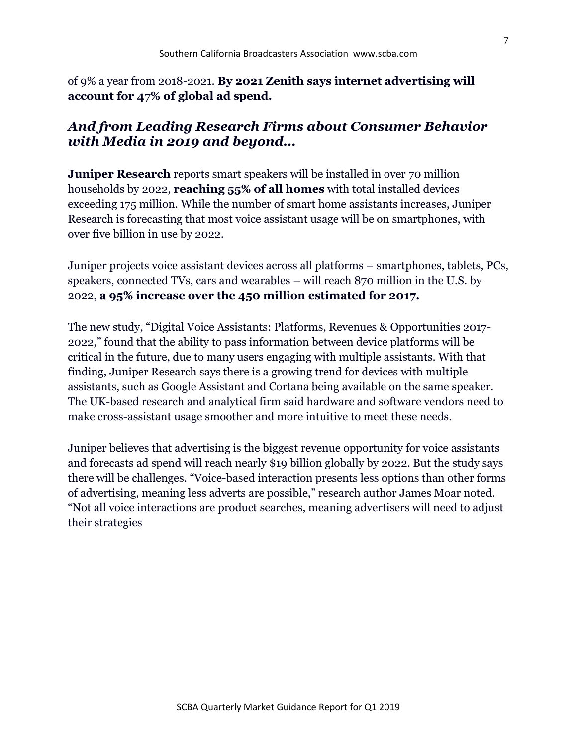of 9% a year from 2018-2021. **By 2021 Zenith says internet advertising will account for 47% of global ad spend.**

## *And from Leading Research Firms about Consumer Behavior with Media in 2019 and beyond…*

**Juniper Research** reports smart speakers will be installed in over 70 million households by 2022, **reaching 55% of all homes** with total installed devices exceeding 175 million. While the number of smart home assistants increases, Juniper Research is forecasting that most voice assistant usage will be on smartphones, with over five billion in use by 2022.

Juniper projects voice assistant devices across all platforms – smartphones, tablets, PCs, speakers, connected TVs, cars and wearables – will reach 870 million in the U.S. by 2022, **a 95% increase over the 450 million estimated for 2017.**

The new study, "Digital Voice Assistants: Platforms, Revenues & Opportunities 2017-2022," found that the ability to pass information between device platforms will be critical in the future, due to many users engaging with multiple assistants. With that finding, Juniper Research says there is a growing trend for devices with multiple assistants, such as Google Assistant and Cortana being available on the same speaker. The UK-based research and analytical firm said hardware and software vendors need to make cross-assistant usage smoother and more intuitive to meet these needs.

Juniper believes that advertising is the biggest revenue opportunity for voice assistants and forecasts ad spend will reach nearly $19 billion globally by 2022. But the study says there will be challenges. "Voice-based interaction presents less options than other forms of advertising, meaning less adverts are possible," research author James Moar noted. "Not all voice interactions are product searches, meaning advertisers will need to adjust their strategies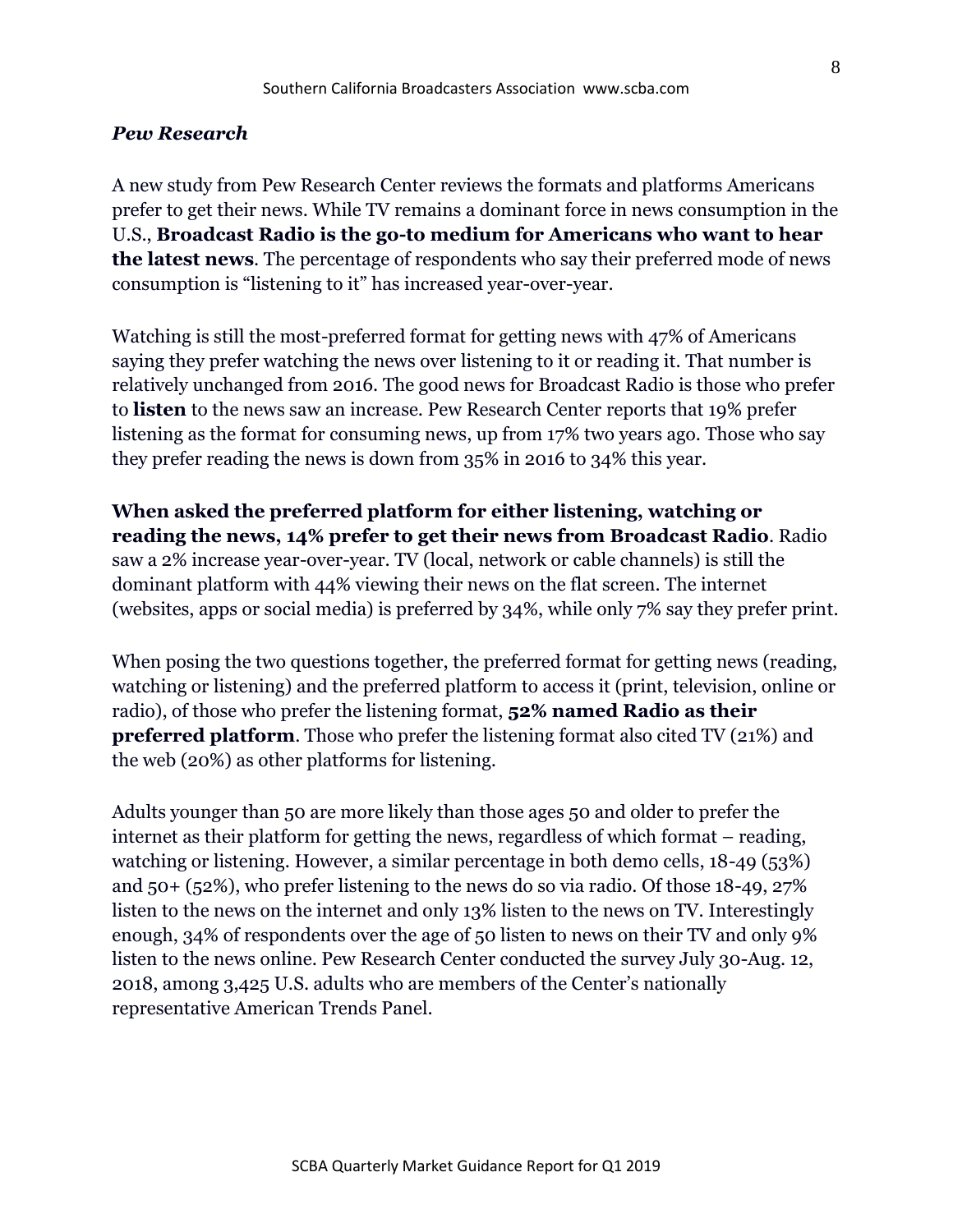### *Pew Research*

A new study from Pew Research Center reviews the formats and platforms Americans prefer to get their news. While TV remains a dominant force in news consumption in the U.S., **Broadcast Radio is the go-to medium for Americans who want to hear the latest news**. The percentage of respondents who say their preferred mode of news consumption is "listening to it" has increased year-over-year.

Watching is still the most-preferred format for getting news with 47% of Americans saying they prefer watching the news over listening to it or reading it. That number is relatively unchanged from 2016. The good news for Broadcast Radio is those who prefer to **listen** to the news saw an increase. Pew Research Center reports that 19% prefer listening as the format for consuming news, up from 17% two years ago. Those who say they prefer reading the news is down from 35% in 2016 to 34% this year.

**When asked the preferred platform for either listening, watching or reading the news, 14% prefer to get their news from Broadcast Radio**. Radio saw a 2% increase year-over-year. TV (local, network or cable channels) is still the dominant platform with 44% viewing their news on the flat screen. The internet (websites, apps or social media) is preferred by 34%, while only 7% say they prefer print.

When posing the two questions together, the preferred format for getting news (reading, watching or listening) and the preferred platform to access it (print, television, online or radio), of those who prefer the listening format, **52% named Radio as their preferred platform**. Those who prefer the listening format also cited TV (21%) and the web (20%) as other platforms for listening.

Adults younger than 50 are more likely than those ages 50 and older to prefer the internet as their platform for getting the news, regardless of which format – reading, watching or listening. However, a similar percentage in both demo cells, 18-49 (53%) and 50+ (52%), who prefer listening to the news do so via radio. Of those 18-49, 27% listen to the news on the internet and only 13% listen to the news on TV. Interestingly enough, 34% of respondents over the age of 50 listen to news on their TV and only 9% listen to the news online. Pew Research Center conducted the survey July 30-Aug. 12, 2018, among 3,425 U.S. adults who are members of the Center's nationally representative American Trends Panel.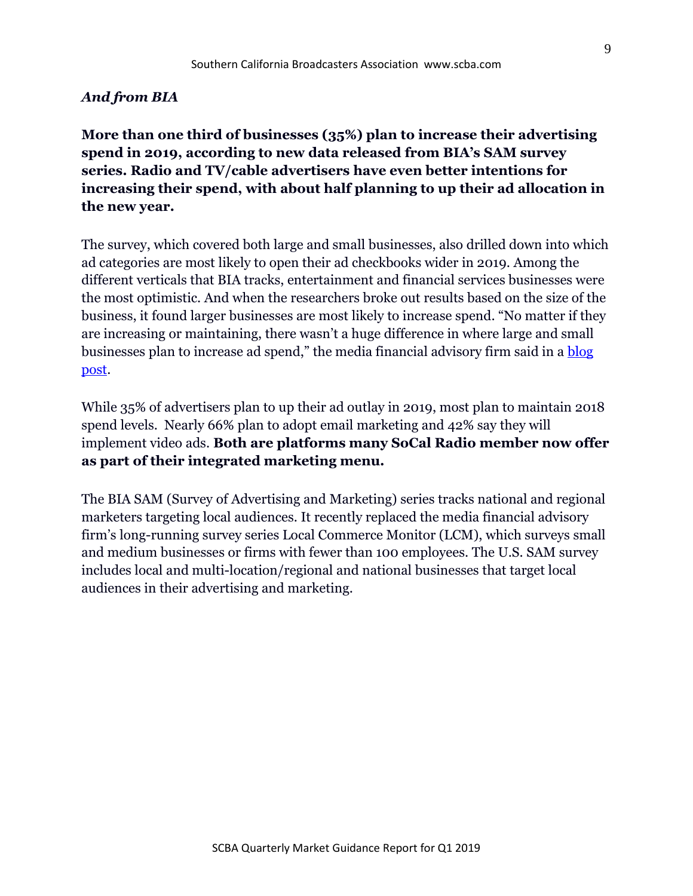*And from BIA*

**More than one third of businesses (35%) plan to increase their advertising spend in 2019, according to new data released from BIA's SAM survey series. Radio and TV/cable advertisers have even better intentions for increasing their spend, with about half planning to up their ad allocation in the new year.**

The survey, which covered both large and small businesses, also drilled down into which ad categories are most likely to open their ad checkbooks wider in 2019. Among the different verticals that BIA tracks, entertainment and financial services businesses were the most optimistic. And when the researchers broke out results based on the size of the business, it found larger businesses are most likely to increase spend. "No matter if they are increasing or maintaining, there wasn't a huge difference in where large and small businesses plan to increase ad spend," the media financial advisory firm said in a [blog post](#).

While 35% of advertisers plan to up their ad outlay in 2019, most plan to maintain 2018 spend levels. Nearly 66% plan to adopt email marketing and 42% say they will implement video ads. **Both are platforms many SoCal Radio member now offer as part of their integrated marketing menu.**

The BIA SAM (Survey of Advertising and Marketing) series tracks national and regional marketers targeting local audiences. It recently replaced the media financial advisory firm's long-running survey series Local Commerce Monitor (LCM), which surveys small and medium businesses or firms with fewer than 100 employees. The U.S. SAM survey includes local and multi-location/regional and national businesses that target local audiences in their advertising and marketing.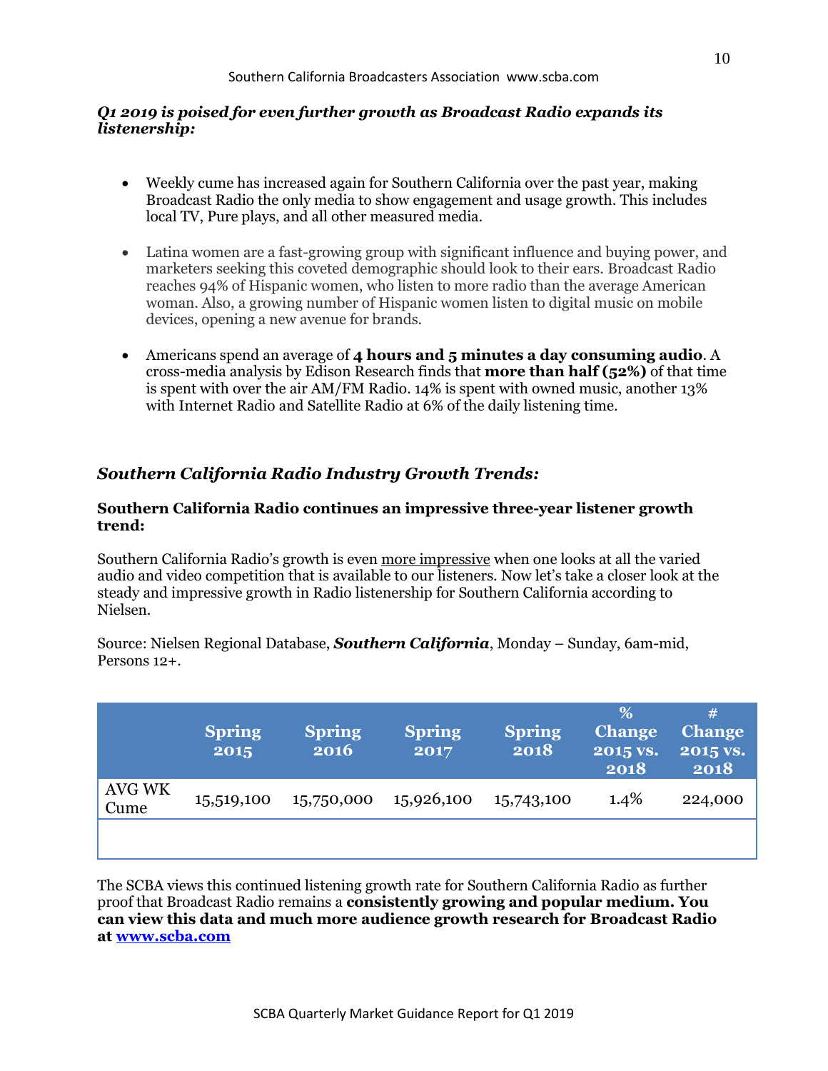***Q1 2019 is poised for even further growth as Broadcast Radio expands its listenership:***

- Weekly cume has increased again for Southern California over the past year, making Broadcast Radio the only media to show engagement and usage growth. This includes local TV, Pure plays, and all other measured media.

- Latina women are a fast-growing group with significant influence and buying power, and marketers seeking this coveted demographic should look to their ears. Broadcast Radio reaches 94% of Hispanic women, who listen to more radio than the average American woman. Also, a growing number of Hispanic women listen to digital music on mobile devices, opening a new avenue for brands.

- Americans spend an average of **4 hours and 5 minutes a day consuming audio**. A cross-media analysis by Edison Research finds that **more than half (52%)** of that time is spent with over the air AM/FM Radio. 14% is spent with owned music, another 13% with Internet Radio and Satellite Radio at 6% of the daily listening time.

## *Southern California Radio Industry Growth Trends:*

**Southern California Radio continues an impressive three-year listener growth trend:**

Southern California Radio's growth is even more impressive when one looks at all the varied audio and video competition that is available to our listeners. Now let's take a closer look at the steady and impressive growth in Radio listenership for Southern California according to Nielsen.

Source: Nielsen Regional Database, ***Southern California***, Monday – Sunday, 6am-mid, Persons 12+.

| | Spring 2015 | Spring 2016 | Spring 2017 | Spring 2018 | % Change 2015 vs. 2018 | # Change 2015 vs. 2018 |
|---|---|---|---|---|---|---|
| AVG WK Cume | 15,519,100 | 15,750,000 | 15,926,100 | 15,743,100 | 1.4% | 224,000 |
| | | | | | | |

The SCBA views this continued listening growth rate for Southern California Radio as further proof that Broadcast Radio remains a **consistently growing and popular medium. You can view this data and much more audience growth research for Broadcast Radio at [www.scba.com](www.scba.com)**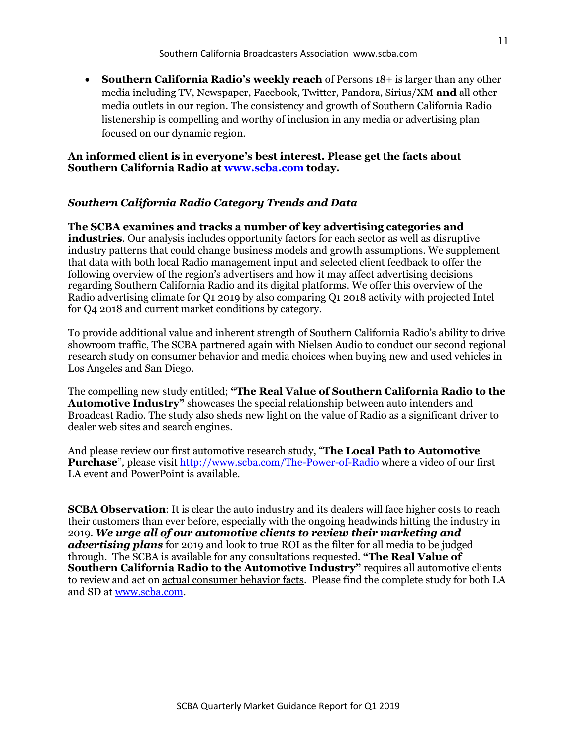- **Southern California Radio's weekly reach** of Persons 18+ is larger than any other media including TV, Newspaper, Facebook, Twitter, Pandora, Sirius/XM **and** all other media outlets in our region. The consistency and growth of Southern California Radio listenership is compelling and worthy of inclusion in any media or advertising plan focused on our dynamic region.

**An informed client is in everyone's best interest. Please get the facts about Southern California Radio at [www.scba.com](www.scba.com) today.**

### *Southern California Radio Category Trends and Data*

**The SCBA examines and tracks a number of key advertising categories and industries**. Our analysis includes opportunity factors for each sector as well as disruptive industry patterns that could change business models and growth assumptions. We supplement that data with both local Radio management input and selected client feedback to offer the following overview of the region's advertisers and how it may affect advertising decisions regarding Southern California Radio and its digital platforms. We offer this overview of the Radio advertising climate for Q1 2019 by also comparing Q1 2018 activity with projected Intel for Q4 2018 and current market conditions by category.

To provide additional value and inherent strength of Southern California Radio's ability to drive showroom traffic, The SCBA partnered again with Nielsen Audio to conduct our second regional research study on consumer behavior and media choices when buying new and used vehicles in Los Angeles and San Diego.

The compelling new study entitled; **"The Real Value of Southern California Radio to the Automotive Industry"** showcases the special relationship between auto intenders and Broadcast Radio. The study also sheds new light on the value of Radio as a significant driver to dealer web sites and search engines.

And please review our first automotive research study, "**The Local Path to Automotive Purchase**", please visit [http://www.scba.com/The-Power-of-Radio](http://www.scba.com/The-Power-of-Radio) where a video of our first LA event and PowerPoint is available.

**SCBA Observation**: It is clear the auto industry and its dealers will face higher costs to reach their customers than ever before, especially with the ongoing headwinds hitting the industry in 2019. ***We urge all of our automotive clients to review their marketing and advertising plans*** for 2019 and look to true ROI as the filter for all media to be judged through. The SCBA is available for any consultations requested. **"The Real Value of Southern California Radio to the Automotive Industry"** requires all automotive clients to review and act on actual consumer behavior facts. Please find the complete study for both LA and SD at [www.scba.com](www.scba.com).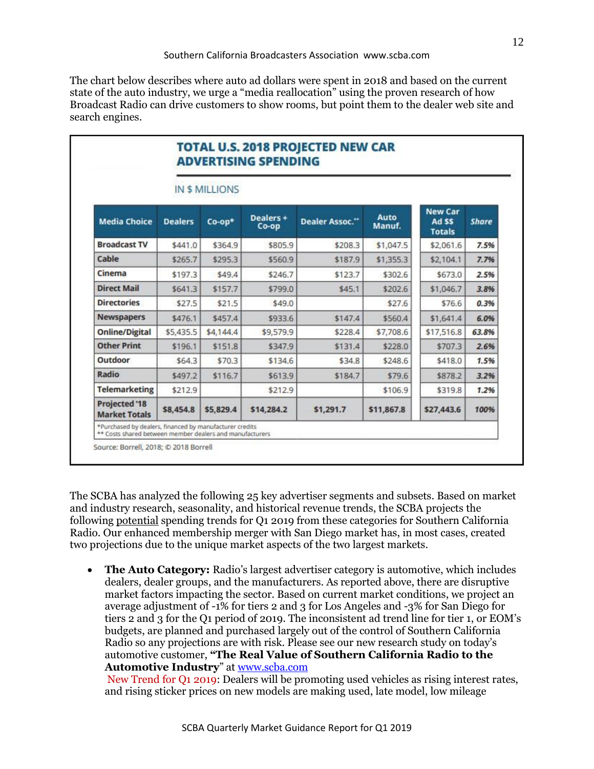The chart below describes where auto ad dollars were spent in 2018 and based on the current state of the auto industry, we urge a "media reallocation" using the proven research of how Broadcast Radio can drive customers to show rooms, but point them to the dealer web site and search engines.

**TOTAL U.S. 2018 PROJECTED NEW CAR ADVERTISING SPENDING**

IN $ MILLIONS

| Media Choice | Dealers | Co-op* | Dealers + Co-op | Dealer Assoc.** | Auto Manuf. | New Car Ad $$ Totals | Share |
|---|---|---|---|---|---|---|---|
| Broadcast TV | $441.0 | $364.9 | $805.9 | $208.3 | $1,047.5 | $2,061.6 | 7.5% |
| Cable | $265.7 | $295.3 | $560.9 | $187.9 | $1,355.3 | $2,104.1 | 7.7% |
| Cinema | $197.3 | $49.4 | $246.7 | $123.7 | $302.6 | $673.0 | 2.5% |
| Direct Mail | $641.3 | $157.7 | $799.0 | $45.1 | $202.6 | $1,046.7 | 3.8% |
| Directories | $27.5 | $21.5 | $49.0 | | $27.6 | $76.6 | 0.3% |
| Newspapers | $476.1 | $457.4 | $933.6 | $147.4 | $560.4 | $1,641.4 | 6.0% |
| Online/Digital | $5,435.5 | $4,144.4 | $9,579.9 | $228.4 | $7,708.6 | $17,516.8 | 63.8% |
| Other Print | $196.1 | $151.8 | $347.9 | $131.4 | $228.0 | $707.3 | 2.6% |
| Outdoor | $64.3 | $70.3 | $134.6 | $34.8 | $248.6 | $418.0 | 1.5% |
| Radio | $497.2 | $116.7 | $613.9 | $184.7 | $79.6 | $878.2 | 3.2% |
| Telemarketing | $212.9 | | $212.9 | | $106.9 | $319.8 | 1.2% |
| Projected '18 Market Totals | $8,454.8 | $5,829.4 | $14,284.2 | $1,291.7 | $11,867.8 | $27,443.6 | 100% |

*Purchased by dealers, financed by manufacturer credits
** Costs shared between member dealers and manufacturers

Source: Borrell, 2018; © 2018 Borrell

The SCBA has analyzed the following 25 key advertiser segments and subsets. Based on market and industry research, seasonality, and historical revenue trends, the SCBA projects the following potential spending trends for Q1 2019 from these categories for Southern California Radio. Our enhanced membership merger with San Diego market has, in most cases, created two projections due to the unique market aspects of the two largest markets.

- **The Auto Category:** Radio's largest advertiser category is automotive, which includes dealers, dealer groups, and the manufacturers. As reported above, there are disruptive market factors impacting the sector. Based on current market conditions, we project an average adjustment of -1% for tiers 2 and 3 for Los Angeles and -3% for San Diego for tiers 2 and 3 for the Q1 period of 2019. The inconsistent ad trend line for tier 1, or EOM's budgets, are planned and purchased largely out of the control of Southern California Radio so any projections are with risk. Please see our new research study on today's automotive customer, **"The Real Value of Southern California Radio to the Automotive Industry"** at www.scba.com
  New Trend for Q1 2019: Dealers will be promoting used vehicles as rising interest rates, and rising sticker prices on new models are making used, late model, low mileage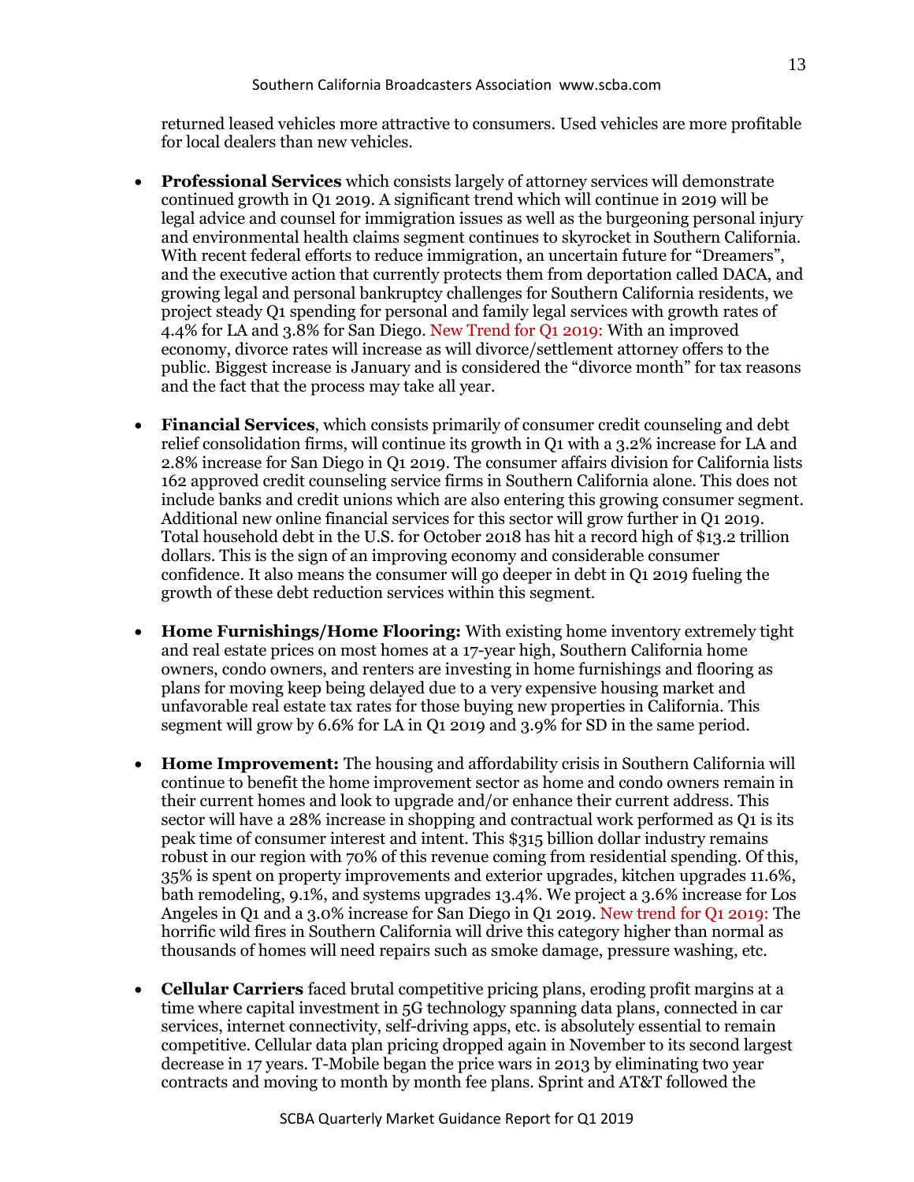returned leased vehicles more attractive to consumers. Used vehicles are more profitable for local dealers than new vehicles.

- **Professional Services** which consists largely of attorney services will demonstrate continued growth in Q1 2019. A significant trend which will continue in 2019 will be legal advice and counsel for immigration issues as well as the burgeoning personal injury and environmental health claims segment continues to skyrocket in Southern California. With recent federal efforts to reduce immigration, an uncertain future for "Dreamers", and the executive action that currently protects them from deportation called DACA, and growing legal and personal bankruptcy challenges for Southern California residents, we project steady Q1 spending for personal and family legal services with growth rates of 4.4% for LA and 3.8% for San Diego. New Trend for Q1 2019: With an improved economy, divorce rates will increase as will divorce/settlement attorney offers to the public. Biggest increase is January and is considered the "divorce month" for tax reasons and the fact that the process may take all year.

- **Financial Services**, which consists primarily of consumer credit counseling and debt relief consolidation firms, will continue its growth in Q1 with a 3.2% increase for LA and 2.8% increase for San Diego in Q1 2019. The consumer affairs division for California lists 162 approved credit counseling service firms in Southern California alone. This does not include banks and credit unions which are also entering this growing consumer segment. Additional new online financial services for this sector will grow further in Q1 2019. Total household debt in the U.S. for October 2018 has hit a record high of $13.2 trillion dollars. This is the sign of an improving economy and considerable consumer confidence. It also means the consumer will go deeper in debt in Q1 2019 fueling the growth of these debt reduction services within this segment.

- **Home Furnishings/Home Flooring:** With existing home inventory extremely tight and real estate prices on most homes at a 17-year high, Southern California home owners, condo owners, and renters are investing in home furnishings and flooring as plans for moving keep being delayed due to a very expensive housing market and unfavorable real estate tax rates for those buying new properties in California. This segment will grow by 6.6% for LA in Q1 2019 and 3.9% for SD in the same period.

- **Home Improvement:** The housing and affordability crisis in Southern California will continue to benefit the home improvement sector as home and condo owners remain in their current homes and look to upgrade and/or enhance their current address. This sector will have a 28% increase in shopping and contractual work performed as Q1 is its peak time of consumer interest and intent. This $315 billion dollar industry remains robust in our region with 70% of this revenue coming from residential spending. Of this, 35% is spent on property improvements and exterior upgrades, kitchen upgrades 11.6%, bath remodeling, 9.1%, and systems upgrades 13.4%. We project a 3.6% increase for Los Angeles in Q1 and a 3.0% increase for San Diego in Q1 2019. New trend for Q1 2019: The horrific wild fires in Southern California will drive this category higher than normal as thousands of homes will need repairs such as smoke damage, pressure washing, etc.

- **Cellular Carriers** faced brutal competitive pricing plans, eroding profit margins at a time where capital investment in 5G technology spanning data plans, connected in car services, internet connectivity, self-driving apps, etc. is absolutely essential to remain competitive. Cellular data plan pricing dropped again in November to its second largest decrease in 17 years. T-Mobile began the price wars in 2013 by eliminating two year contracts and moving to month by month fee plans. Sprint and AT&T followed the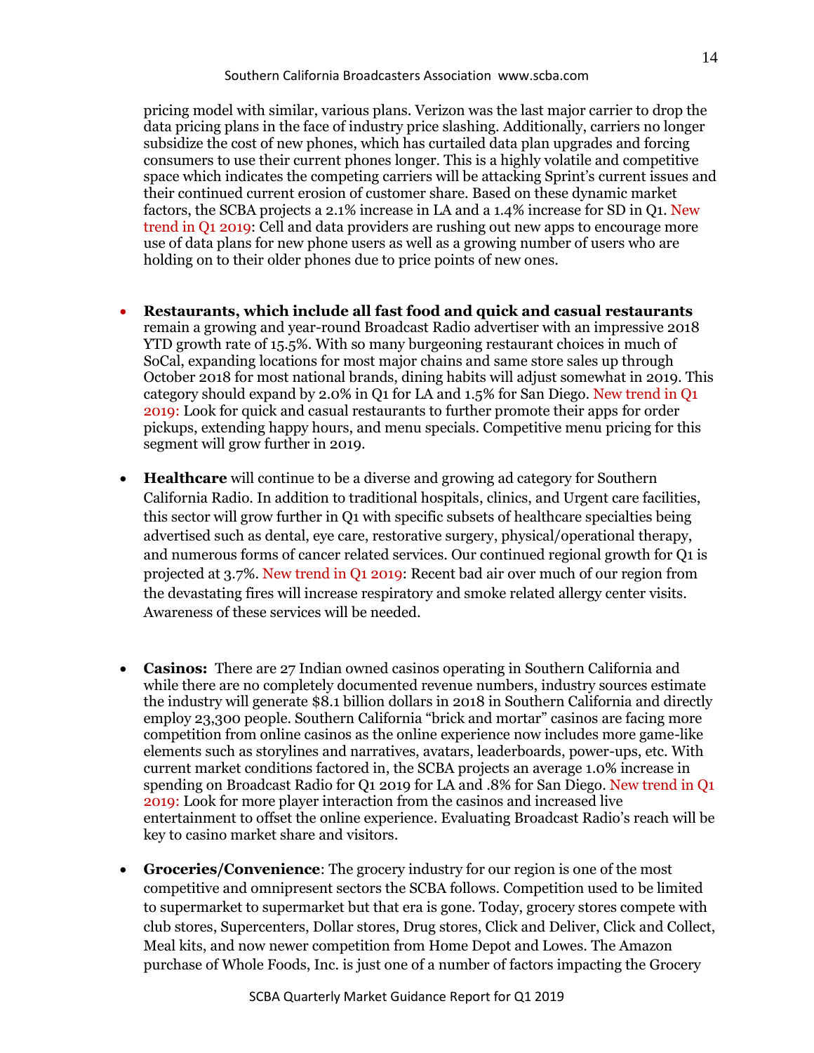pricing model with similar, various plans. Verizon was the last major carrier to drop the data pricing plans in the face of industry price slashing. Additionally, carriers no longer subsidize the cost of new phones, which has curtailed data plan upgrades and forcing consumers to use their current phones longer. This is a highly volatile and competitive space which indicates the competing carriers will be attacking Sprint's current issues and their continued current erosion of customer share. Based on these dynamic market factors, the SCBA projects a 2.1% increase in LA and a 1.4% increase for SD in Q1. New trend in Q1 2019: Cell and data providers are rushing out new apps to encourage more use of data plans for new phone users as well as a growing number of users who are holding on to their older phones due to price points of new ones.

- **Restaurants, which include all fast food and quick and casual restaurants** remain a growing and year-round Broadcast Radio advertiser with an impressive 2018 YTD growth rate of 15.5%. With so many burgeoning restaurant choices in much of SoCal, expanding locations for most major chains and same store sales up through October 2018 for most national brands, dining habits will adjust somewhat in 2019. This category should expand by 2.0% in Q1 for LA and 1.5% for San Diego. New trend in Q1 2019: Look for quick and casual restaurants to further promote their apps for order pickups, extending happy hours, and menu specials. Competitive menu pricing for this segment will grow further in 2019.

- **Healthcare** will continue to be a diverse and growing ad category for Southern California Radio. In addition to traditional hospitals, clinics, and Urgent care facilities, this sector will grow further in Q1 with specific subsets of healthcare specialties being advertised such as dental, eye care, restorative surgery, physical/operational therapy, and numerous forms of cancer related services. Our continued regional growth for Q1 is projected at 3.7%. New trend in Q1 2019: Recent bad air over much of our region from the devastating fires will increase respiratory and smoke related allergy center visits. Awareness of these services will be needed.

- **Casinos:** There are 27 Indian owned casinos operating in Southern California and while there are no completely documented revenue numbers, industry sources estimate the industry will generate $8.1 billion dollars in 2018 in Southern California and directly employ 23,300 people. Southern California "brick and mortar" casinos are facing more competition from online casinos as the online experience now includes more game-like elements such as storylines and narratives, avatars, leaderboards, power-ups, etc. With current market conditions factored in, the SCBA projects an average 1.0% increase in spending on Broadcast Radio for Q1 2019 for LA and .8% for San Diego. New trend in Q1 2019: Look for more player interaction from the casinos and increased live entertainment to offset the online experience. Evaluating Broadcast Radio's reach will be key to casino market share and visitors.

- **Groceries/Convenience**: The grocery industry for our region is one of the most competitive and omnipresent sectors the SCBA follows. Competition used to be limited to supermarket to supermarket but that era is gone. Today, grocery stores compete with club stores, Supercenters, Dollar stores, Drug stores, Click and Deliver, Click and Collect, Meal kits, and now newer competition from Home Depot and Lowes. The Amazon purchase of Whole Foods, Inc. is just one of a number of factors impacting the Grocery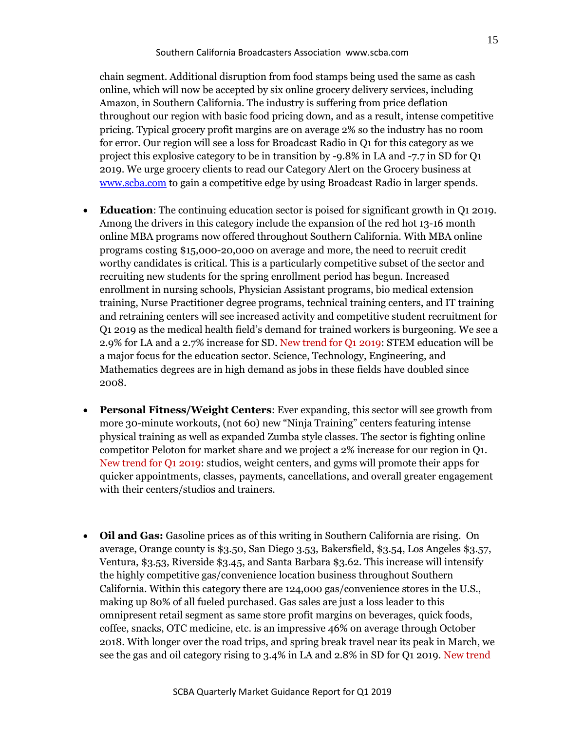chain segment. Additional disruption from food stamps being used the same as cash online, which will now be accepted by six online grocery delivery services, including Amazon, in Southern California. The industry is suffering from price deflation throughout our region with basic food pricing down, and as a result, intense competitive pricing. Typical grocery profit margins are on average 2% so the industry has no room for error. Our region will see a loss for Broadcast Radio in Q1 for this category as we project this explosive category to be in transition by -9.8% in LA and -7.7 in SD for Q1 2019. We urge grocery clients to read our Category Alert on the Grocery business at [www.scba.com](http://www.scba.com) to gain a competitive edge by using Broadcast Radio in larger spends.

- **Education**: The continuing education sector is poised for significant growth in Q1 2019. Among the drivers in this category include the expansion of the red hot 13-16 month online MBA programs now offered throughout Southern California. With MBA online programs costing $15,000-20,000 on average and more, the need to recruit credit worthy candidates is critical. This is a particularly competitive subset of the sector and recruiting new students for the spring enrollment period has begun. Increased enrollment in nursing schools, Physician Assistant programs, bio medical extension training, Nurse Practitioner degree programs, technical training centers, and IT training and retraining centers will see increased activity and competitive student recruitment for Q1 2019 as the medical health field's demand for trained workers is burgeoning. We see a 2.9% for LA and a 2.7% increase for SD. New trend for Q1 2019: STEM education will be a major focus for the education sector. Science, Technology, Engineering, and Mathematics degrees are in high demand as jobs in these fields have doubled since 2008.

- **Personal Fitness/Weight Centers**: Ever expanding, this sector will see growth from more 30-minute workouts, (not 60) new "Ninja Training" centers featuring intense physical training as well as expanded Zumba style classes. The sector is fighting online competitor Peloton for market share and we project a 2% increase for our region in Q1. New trend for Q1 2019: studios, weight centers, and gyms will promote their apps for quicker appointments, classes, payments, cancellations, and overall greater engagement with their centers/studios and trainers.

- **Oil and Gas:** Gasoline prices as of this writing in Southern California are rising. On average, Orange county is $3.50, San Diego 3.53, Bakersfield, $3.54, Los Angeles $3.57, Ventura, $3.53, Riverside $3.45, and Santa Barbara $3.62. This increase will intensify the highly competitive gas/convenience location business throughout Southern California. Within this category there are 124,000 gas/convenience stores in the U.S., making up 80% of all fueled purchased. Gas sales are just a loss leader to this omnipresent retail segment as same store profit margins on beverages, quick foods, coffee, snacks, OTC medicine, etc. is an impressive 46% on average through October 2018. With longer over the road trips, and spring break travel near its peak in March, we see the gas and oil category rising to 3.4% in LA and 2.8% in SD for Q1 2019. New trend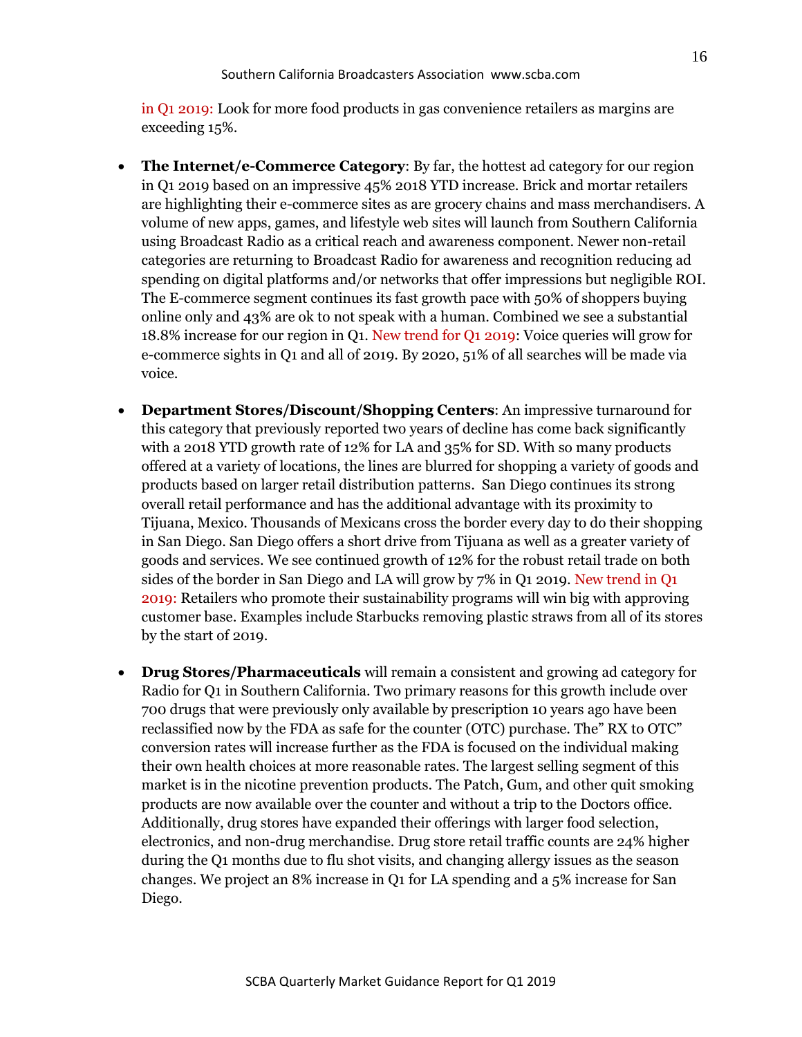in Q1 2019: Look for more food products in gas convenience retailers as margins are exceeding 15%.

- **The Internet/e-Commerce Category**: By far, the hottest ad category for our region in Q1 2019 based on an impressive 45% 2018 YTD increase. Brick and mortar retailers are highlighting their e-commerce sites as are grocery chains and mass merchandisers. A volume of new apps, games, and lifestyle web sites will launch from Southern California using Broadcast Radio as a critical reach and awareness component. Newer non-retail categories are returning to Broadcast Radio for awareness and recognition reducing ad spending on digital platforms and/or networks that offer impressions but negligible ROI. The E-commerce segment continues its fast growth pace with 50% of shoppers buying online only and 43% are ok to not speak with a human. Combined we see a substantial 18.8% increase for our region in Q1. New trend for Q1 2019: Voice queries will grow for e-commerce sights in Q1 and all of 2019. By 2020, 51% of all searches will be made via voice.

- **Department Stores/Discount/Shopping Centers**: An impressive turnaround for this category that previously reported two years of decline has come back significantly with a 2018 YTD growth rate of 12% for LA and 35% for SD. With so many products offered at a variety of locations, the lines are blurred for shopping a variety of goods and products based on larger retail distribution patterns. San Diego continues its strong overall retail performance and has the additional advantage with its proximity to Tijuana, Mexico. Thousands of Mexicans cross the border every day to do their shopping in San Diego. San Diego offers a short drive from Tijuana as well as a greater variety of goods and services. We see continued growth of 12% for the robust retail trade on both sides of the border in San Diego and LA will grow by 7% in Q1 2019. New trend in Q1 2019: Retailers who promote their sustainability programs will win big with approving customer base. Examples include Starbucks removing plastic straws from all of its stores by the start of 2019.

- **Drug Stores/Pharmaceuticals** will remain a consistent and growing ad category for Radio for Q1 in Southern California. Two primary reasons for this growth include over 700 drugs that were previously only available by prescription 10 years ago have been reclassified now by the FDA as safe for the counter (OTC) purchase. The" RX to OTC" conversion rates will increase further as the FDA is focused on the individual making their own health choices at more reasonable rates. The largest selling segment of this market is in the nicotine prevention products. The Patch, Gum, and other quit smoking products are now available over the counter and without a trip to the Doctors office. Additionally, drug stores have expanded their offerings with larger food selection, electronics, and non-drug merchandise. Drug store retail traffic counts are 24% higher during the Q1 months due to flu shot visits, and changing allergy issues as the season changes. We project an 8% increase in Q1 for LA spending and a 5% increase for San Diego.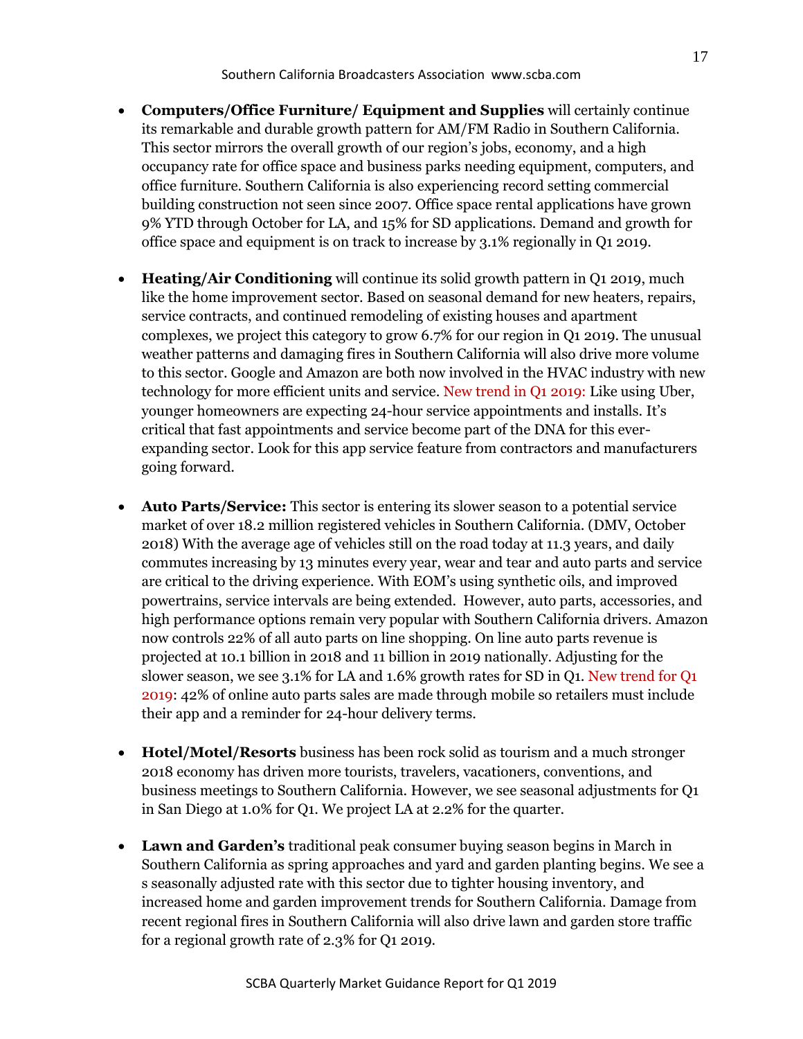- **Computers/Office Furniture/ Equipment and Supplies** will certainly continue its remarkable and durable growth pattern for AM/FM Radio in Southern California. This sector mirrors the overall growth of our region's jobs, economy, and a high occupancy rate for office space and business parks needing equipment, computers, and office furniture. Southern California is also experiencing record setting commercial building construction not seen since 2007. Office space rental applications have grown 9% YTD through October for LA, and 15% for SD applications. Demand and growth for office space and equipment is on track to increase by 3.1% regionally in Q1 2019.

- **Heating/Air Conditioning** will continue its solid growth pattern in Q1 2019, much like the home improvement sector. Based on seasonal demand for new heaters, repairs, service contracts, and continued remodeling of existing houses and apartment complexes, we project this category to grow 6.7% for our region in Q1 2019. The unusual weather patterns and damaging fires in Southern California will also drive more volume to this sector. Google and Amazon are both now involved in the HVAC industry with new technology for more efficient units and service. New trend in Q1 2019: Like using Uber, younger homeowners are expecting 24-hour service appointments and installs. It's critical that fast appointments and service become part of the DNA for this ever-expanding sector. Look for this app service feature from contractors and manufacturers going forward.

- **Auto Parts/Service:** This sector is entering its slower season to a potential service market of over 18.2 million registered vehicles in Southern California. (DMV, October 2018) With the average age of vehicles still on the road today at 11.3 years, and daily commutes increasing by 13 minutes every year, wear and tear and auto parts and service are critical to the driving experience. With EOM's using synthetic oils, and improved powertrains, service intervals are being extended. However, auto parts, accessories, and high performance options remain very popular with Southern California drivers. Amazon now controls 22% of all auto parts on line shopping. On line auto parts revenue is projected at 10.1 billion in 2018 and 11 billion in 2019 nationally. Adjusting for the slower season, we see 3.1% for LA and 1.6% growth rates for SD in Q1. New trend for Q1 2019: 42% of online auto parts sales are made through mobile so retailers must include their app and a reminder for 24-hour delivery terms.

- **Hotel/Motel/Resorts** business has been rock solid as tourism and a much stronger 2018 economy has driven more tourists, travelers, vacationers, conventions, and business meetings to Southern California. However, we see seasonal adjustments for Q1 in San Diego at 1.0% for Q1. We project LA at 2.2% for the quarter.

- **Lawn and Garden's** traditional peak consumer buying season begins in March in Southern California as spring approaches and yard and garden planting begins. We see a s seasonally adjusted rate with this sector due to tighter housing inventory, and increased home and garden improvement trends for Southern California. Damage from recent regional fires in Southern California will also drive lawn and garden store traffic for a regional growth rate of 2.3% for Q1 2019.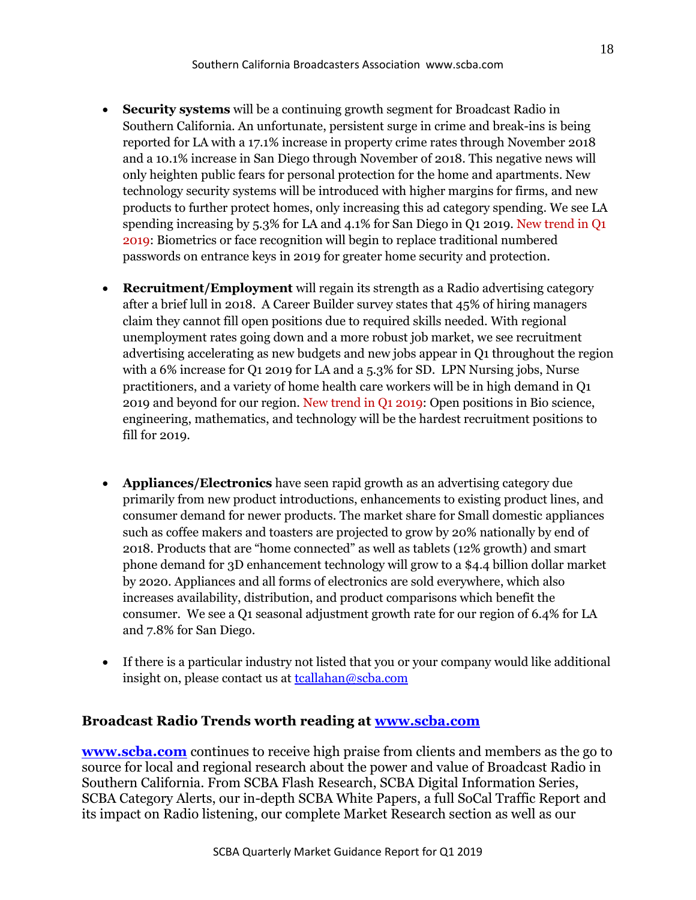- **Security systems** will be a continuing growth segment for Broadcast Radio in Southern California. An unfortunate, persistent surge in crime and break-ins is being reported for LA with a 17.1% increase in property crime rates through November 2018 and a 10.1% increase in San Diego through November of 2018. This negative news will only heighten public fears for personal protection for the home and apartments. New technology security systems will be introduced with higher margins for firms, and new products to further protect homes, only increasing this ad category spending. We see LA spending increasing by 5.3% for LA and 4.1% for San Diego in Q1 2019. New trend in Q1 2019: Biometrics or face recognition will begin to replace traditional numbered passwords on entrance keys in 2019 for greater home security and protection.

- **Recruitment/Employment** will regain its strength as a Radio advertising category after a brief lull in 2018. A Career Builder survey states that 45% of hiring managers claim they cannot fill open positions due to required skills needed. With regional unemployment rates going down and a more robust job market, we see recruitment advertising accelerating as new budgets and new jobs appear in Q1 throughout the region with a 6% increase for Q1 2019 for LA and a 5.3% for SD. LPN Nursing jobs, Nurse practitioners, and a variety of home health care workers will be in high demand in Q1 2019 and beyond for our region. New trend in Q1 2019: Open positions in Bio science, engineering, mathematics, and technology will be the hardest recruitment positions to fill for 2019.

- **Appliances/Electronics** have seen rapid growth as an advertising category due primarily from new product introductions, enhancements to existing product lines, and consumer demand for newer products. The market share for Small domestic appliances such as coffee makers and toasters are projected to grow by 20% nationally by end of 2018. Products that are "home connected" as well as tablets (12% growth) and smart phone demand for 3D enhancement technology will grow to a $4.4 billion dollar market by 2020. Appliances and all forms of electronics are sold everywhere, which also increases availability, distribution, and product comparisons which benefit the consumer. We see a Q1 seasonal adjustment growth rate for our region of 6.4% for LA and 7.8% for San Diego.

- If there is a particular industry not listed that you or your company would like additional insight on, please contact us at tcallahan@scba.com

### Broadcast Radio Trends worth reading at www.scba.com

**www.scba.com** continues to receive high praise from clients and members as the go to source for local and regional research about the power and value of Broadcast Radio in Southern California. From SCBA Flash Research, SCBA Digital Information Series, SCBA Category Alerts, our in-depth SCBA White Papers, a full SoCal Traffic Report and its impact on Radio listening, our complete Market Research section as well as our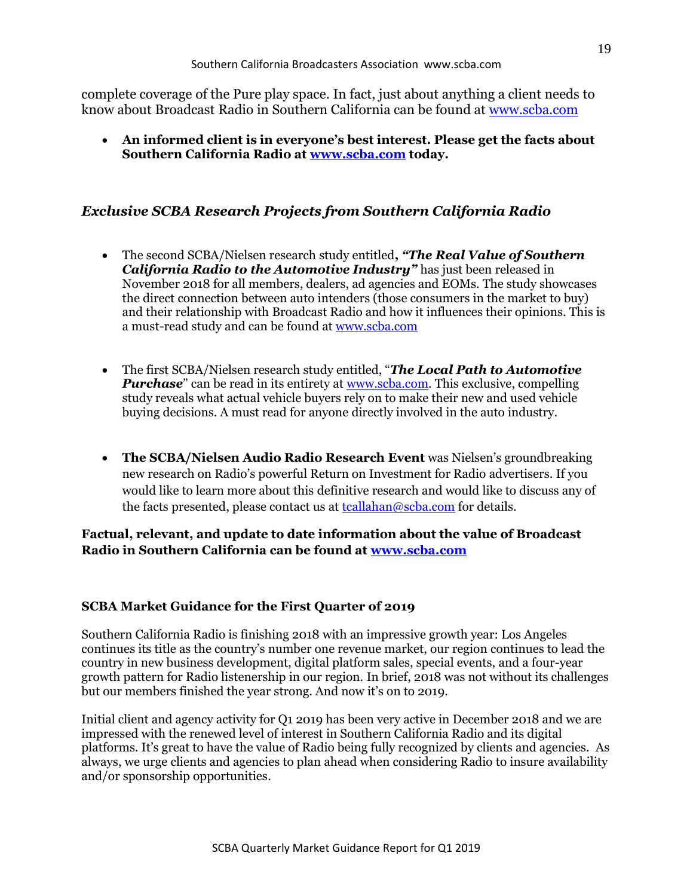complete coverage of the Pure play space. In fact, just about anything a client needs to know about Broadcast Radio in Southern California can be found at www.scba.com

- **An informed client is in everyone's best interest. Please get the facts about Southern California Radio at www.scba.com today.**

## *Exclusive SCBA Research Projects from Southern California Radio*

- The second SCBA/Nielsen research study entitled**, *"The Real Value of Southern California Radio to the Automotive Industry"*** has just been released in November 2018 for all members, dealers, ad agencies and EOMs. The study showcases the direct connection between auto intenders (those consumers in the market to buy) and their relationship with Broadcast Radio and how it influences their opinions. This is a must-read study and can be found at www.scba.com

- The first SCBA/Nielsen research study entitled, "***The Local Path to Automotive Purchase***" can be read in its entirety at www.scba.com. This exclusive, compelling study reveals what actual vehicle buyers rely on to make their new and used vehicle buying decisions. A must read for anyone directly involved in the auto industry.

- **The SCBA/Nielsen Audio Radio Research Event** was Nielsen's groundbreaking new research on Radio's powerful Return on Investment for Radio advertisers. If you would like to learn more about this definitive research and would like to discuss any of the facts presented, please contact us at tcallahan@scba.com for details.

**Factual, relevant, and update to date information about the value of Broadcast Radio in Southern California can be found at www.scba.com**

### SCBA Market Guidance for the First Quarter of 2019

Southern California Radio is finishing 2018 with an impressive growth year: Los Angeles continues its title as the country's number one revenue market, our region continues to lead the country in new business development, digital platform sales, special events, and a four-year growth pattern for Radio listenership in our region. In brief, 2018 was not without its challenges but our members finished the year strong. And now it's on to 2019.

Initial client and agency activity for Q1 2019 has been very active in December 2018 and we are impressed with the renewed level of interest in Southern California Radio and its digital platforms. It's great to have the value of Radio being fully recognized by clients and agencies. As always, we urge clients and agencies to plan ahead when considering Radio to insure availability and/or sponsorship opportunities.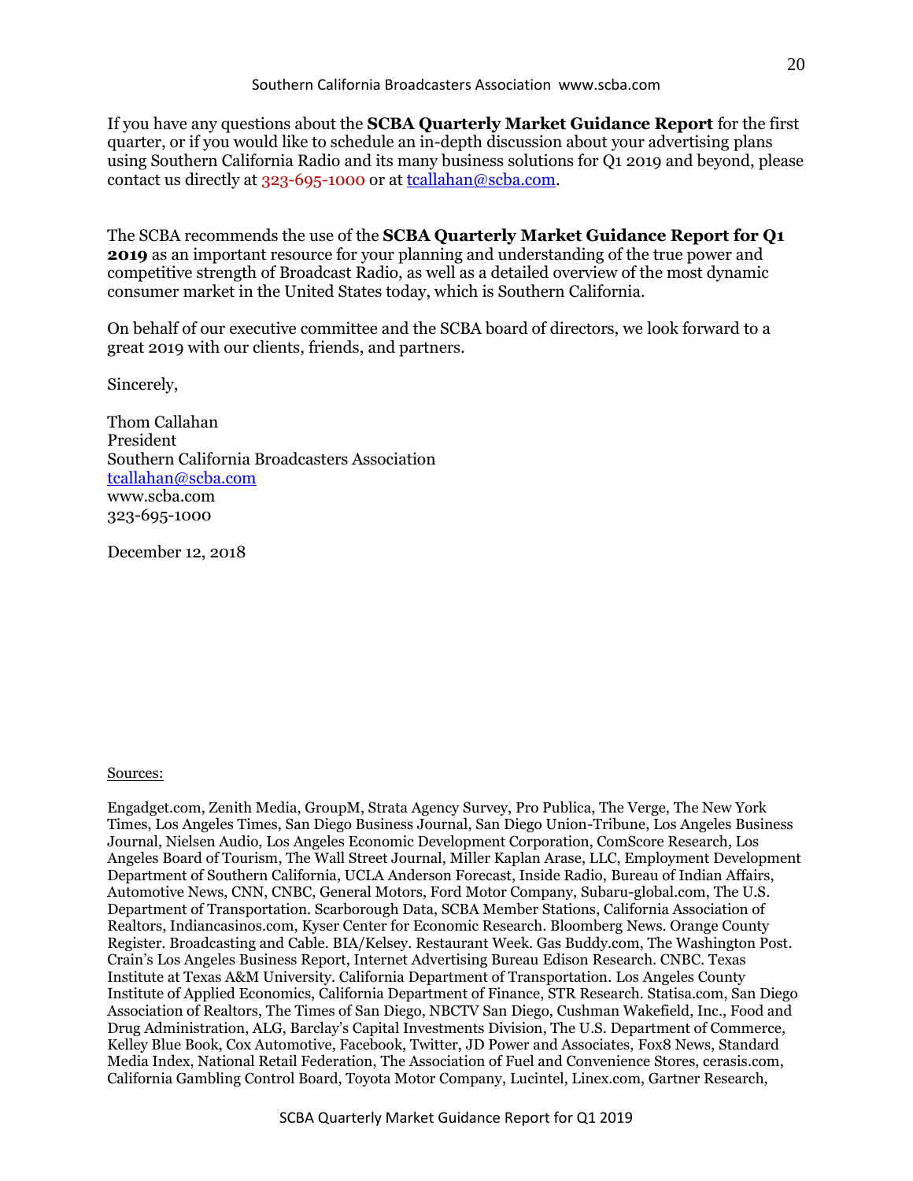If you have any questions about the **SCBA Quarterly Market Guidance Report** for the first quarter, or if you would like to schedule an in-depth discussion about your advertising plans using Southern California Radio and its many business solutions for Q1 2019 and beyond, please contact us directly at 323-695-1000 or at tcallahan@scba.com.

The SCBA recommends the use of the **SCBA Quarterly Market Guidance Report for Q1 2019** as an important resource for your planning and understanding of the true power and competitive strength of Broadcast Radio, as well as a detailed overview of the most dynamic consumer market in the United States today, which is Southern California.

On behalf of our executive committee and the SCBA board of directors, we look forward to a great 2019 with our clients, friends, and partners.

Sincerely,

Thom Callahan
President
Southern California Broadcasters Association
tcallahan@scba.com
www.scba.com
323-695-1000

December 12, 2018

Sources:

Engadget.com, Zenith Media, GroupM, Strata Agency Survey, Pro Publica, The Verge, The New York Times, Los Angeles Times, San Diego Business Journal, San Diego Union-Tribune, Los Angeles Business Journal, Nielsen Audio, Los Angeles Economic Development Corporation, ComScore Research, Los Angeles Board of Tourism, The Wall Street Journal, Miller Kaplan Arase, LLC, Employment Development Department of Southern California, UCLA Anderson Forecast, Inside Radio, Bureau of Indian Affairs, Automotive News, CNN, CNBC, General Motors, Ford Motor Company, Subaru-global.com, The U.S. Department of Transportation. Scarborough Data, SCBA Member Stations, California Association of Realtors, Indiancasinos.com, Kyser Center for Economic Research. Bloomberg News. Orange County Register. Broadcasting and Cable. BIA/Kelsey. Restaurant Week. Gas Buddy.com, The Washington Post. Crain's Los Angeles Business Report, Internet Advertising Bureau Edison Research. CNBC. Texas Institute at Texas A&M University. California Department of Transportation. Los Angeles County Institute of Applied Economics, California Department of Finance, STR Research. Statisa.com, San Diego Association of Realtors, The Times of San Diego, NBCTV San Diego, Cushman Wakefield, Inc., Food and Drug Administration, ALG, Barclay's Capital Investments Division, The U.S. Department of Commerce, Kelley Blue Book, Cox Automotive, Facebook, Twitter, JD Power and Associates, Fox8 News, Standard Media Index, National Retail Federation, The Association of Fuel and Convenience Stores, cerasis.com, California Gambling Control Board, Toyota Motor Company, Lucintel, Linex.com, Gartner Research,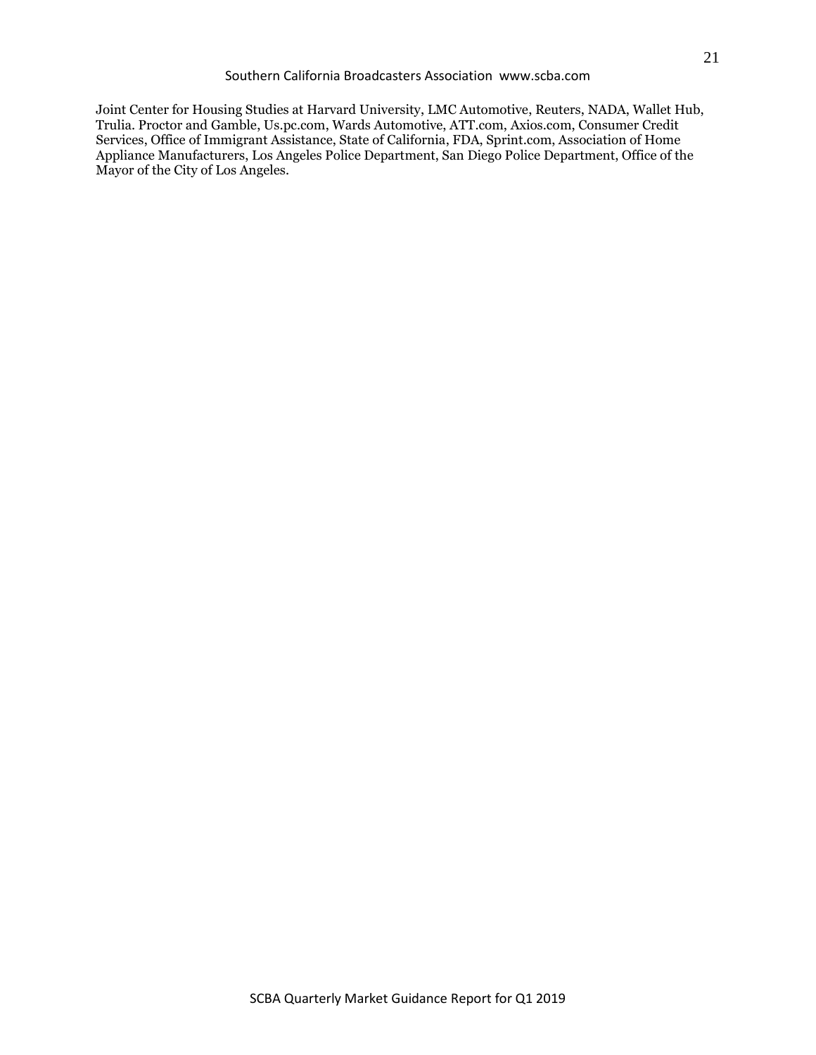Joint Center for Housing Studies at Harvard University, LMC Automotive, Reuters, NADA, Wallet Hub, Trulia. Proctor and Gamble, Us.pc.com, Wards Automotive, ATT.com, Axios.com, Consumer Credit Services, Office of Immigrant Assistance, State of California, FDA, Sprint.com, Association of Home Appliance Manufacturers, Los Angeles Police Department, San Diego Police Department, Office of the Mayor of the City of Los Angeles.